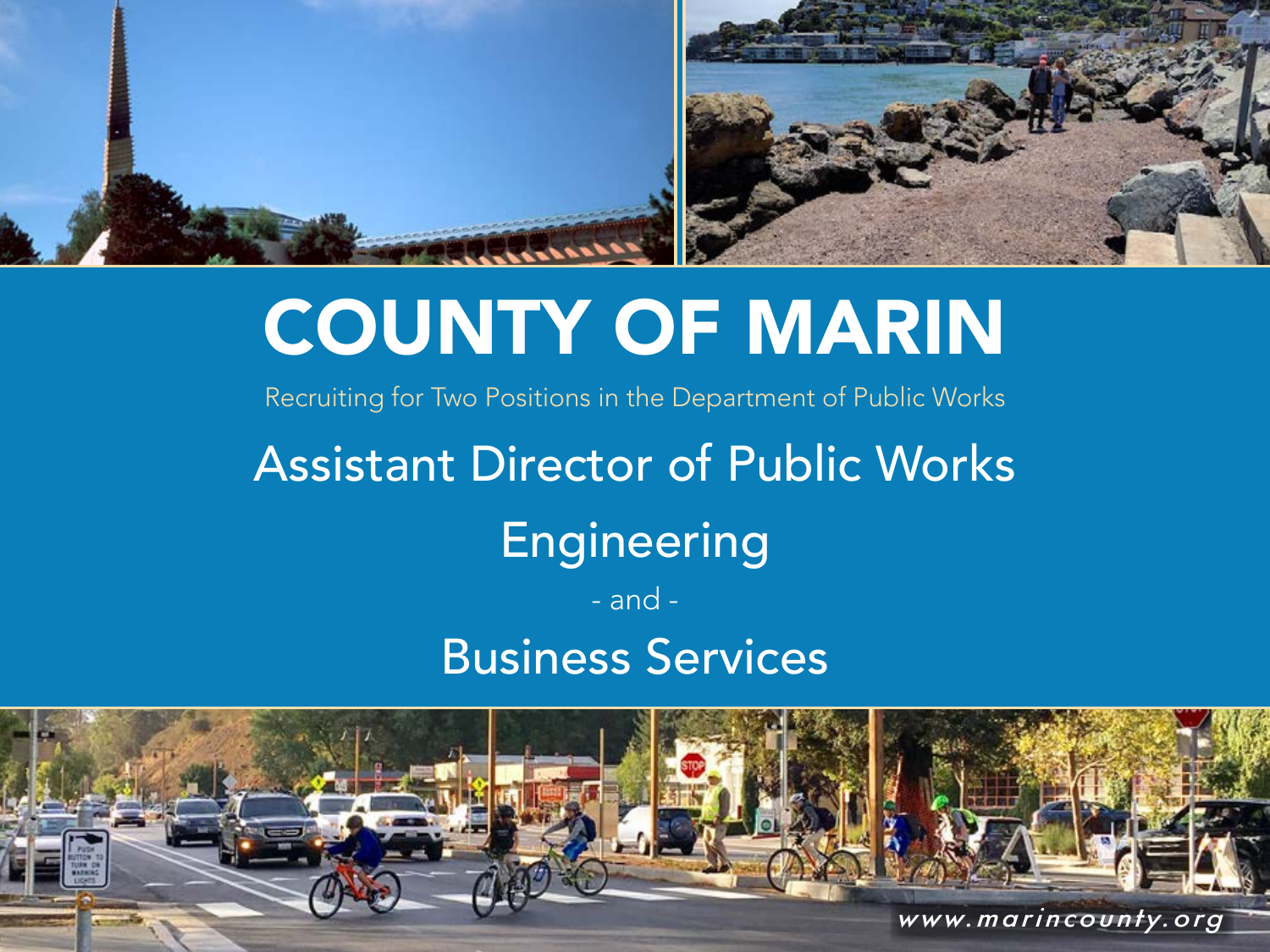# COUNTY OF MARIN

Recruiting for Two Positions in the Department of Public Works

## Assistant Director of Public Works

## Engineering

- and -

## Business Services

www.marincounty.org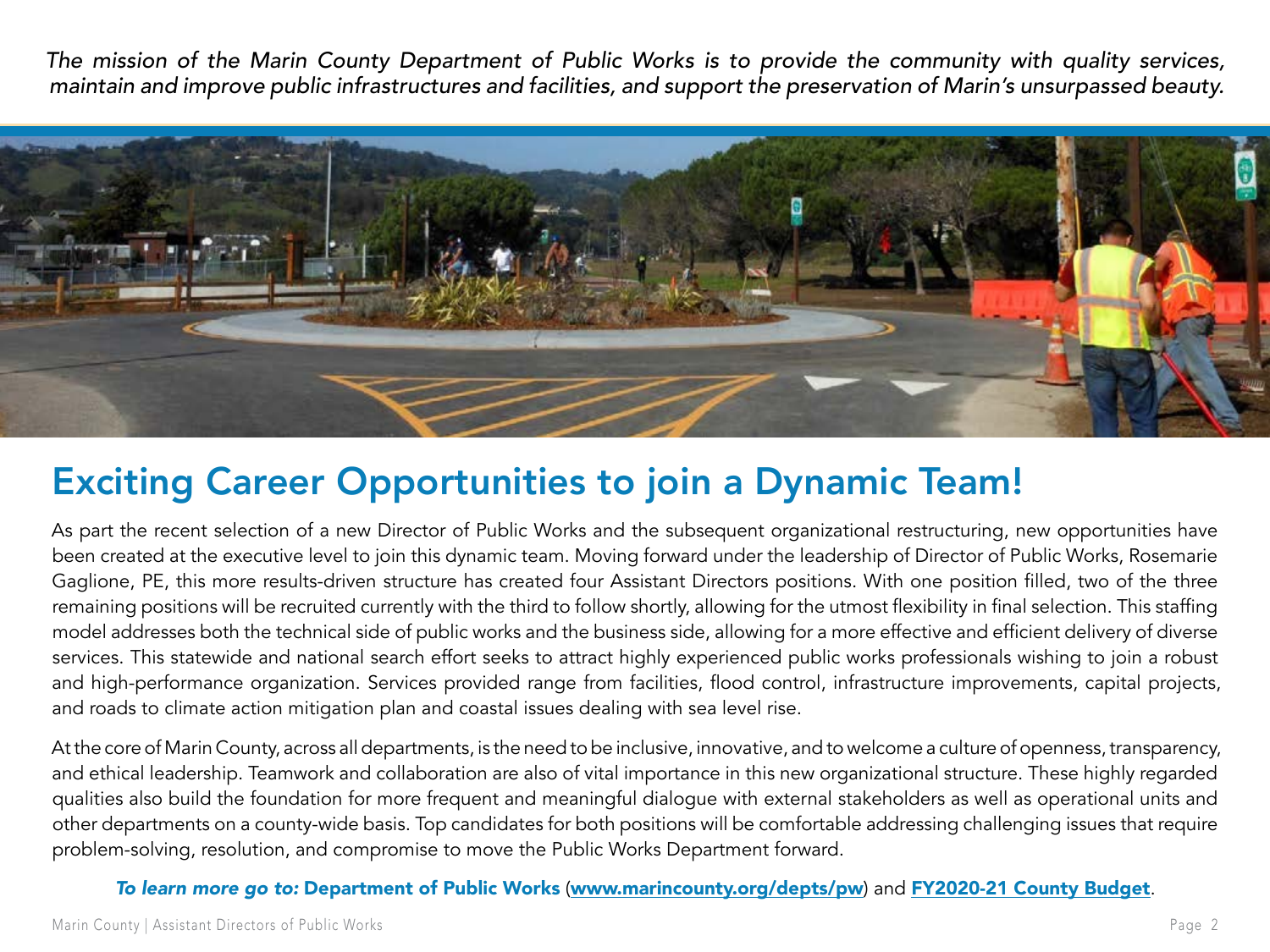*The mission of the Marin County Department of Public Works is to provide the community with quality services, maintain and improve public infrastructures and facilities, and support the preservation of Marin's unsurpassed beauty.*

## Exciting Career Opportunities to join a Dynamic Team!

As part the recent selection of a new Director of Public Works and the subsequent organizational restructuring, new opportunities have been created at the executive level to join this dynamic team. Moving forward under the leadership of Director of Public Works, Rosemarie Gaglione, PE, this more results-driven structure has created four Assistant Directors positions. With one position filled, two of the three remaining positions will be recruited currently with the third to follow shortly, allowing for the utmost flexibility in final selection. This staffing model addresses both the technical side of public works and the business side, allowing for a more effective and efficient delivery of diverse services. This statewide and national search effort seeks to attract highly experienced public works professionals wishing to join a robust and high-performance organization. Services provided range from facilities, flood control, infrastructure improvements, capital projects, and roads to climate action mitigation plan and coastal issues dealing with sea level rise.

At the core of Marin County, across all departments, is the need to be inclusive, innovative, and to welcome a culture of openness, transparency, and ethical leadership. Teamwork and collaboration are also of vital importance in this new organizational structure. These highly regarded qualities also build the foundation for more frequent and meaningful dialogue with external stakeholders as well as operational units and other departments on a county-wide basis. Top candidates for both positions will be comfortable addressing challenging issues that require problem-solving, resolution, and compromise to move the Public Works Department forward.

***To learn more go to:*** **Department of Public Works** (**www.marincounty.org/depts/pw**) and **FY2020-21 County Budget**.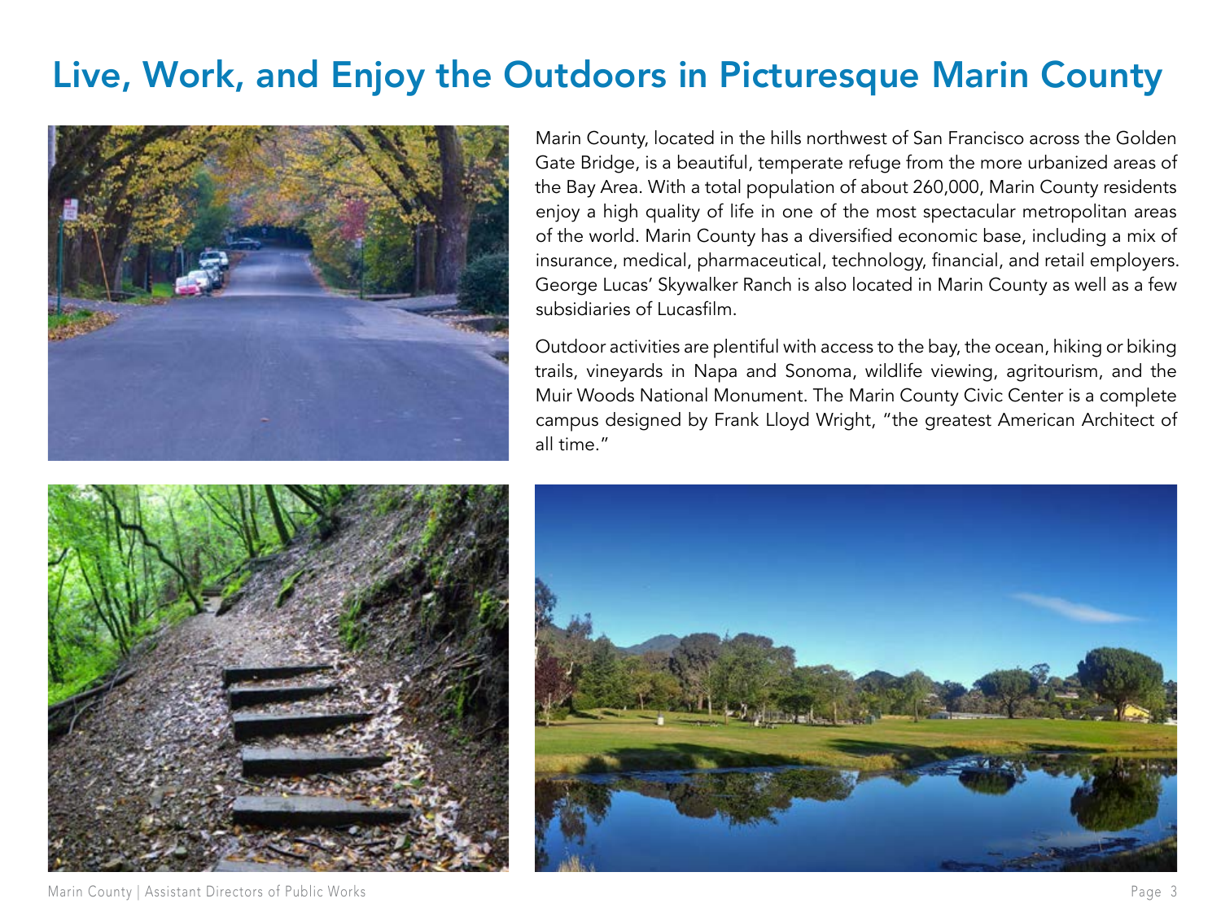# Live, Work, and Enjoy the Outdoors in Picturesque Marin County

Marin County, located in the hills northwest of San Francisco across the Golden Gate Bridge, is a beautiful, temperate refuge from the more urbanized areas of the Bay Area. With a total population of about 260,000, Marin County residents enjoy a high quality of life in one of the most spectacular metropolitan areas of the world. Marin County has a diversified economic base, including a mix of insurance, medical, pharmaceutical, technology, financial, and retail employers. George Lucas' Skywalker Ranch is also located in Marin County as well as a few subsidiaries of Lucasfilm.

Outdoor activities are plentiful with access to the bay, the ocean, hiking or biking trails, vineyards in Napa and Sonoma, wildlife viewing, agritourism, and the Muir Woods National Monument. The Marin County Civic Center is a complete campus designed by Frank Lloyd Wright, "the greatest American Architect of all time."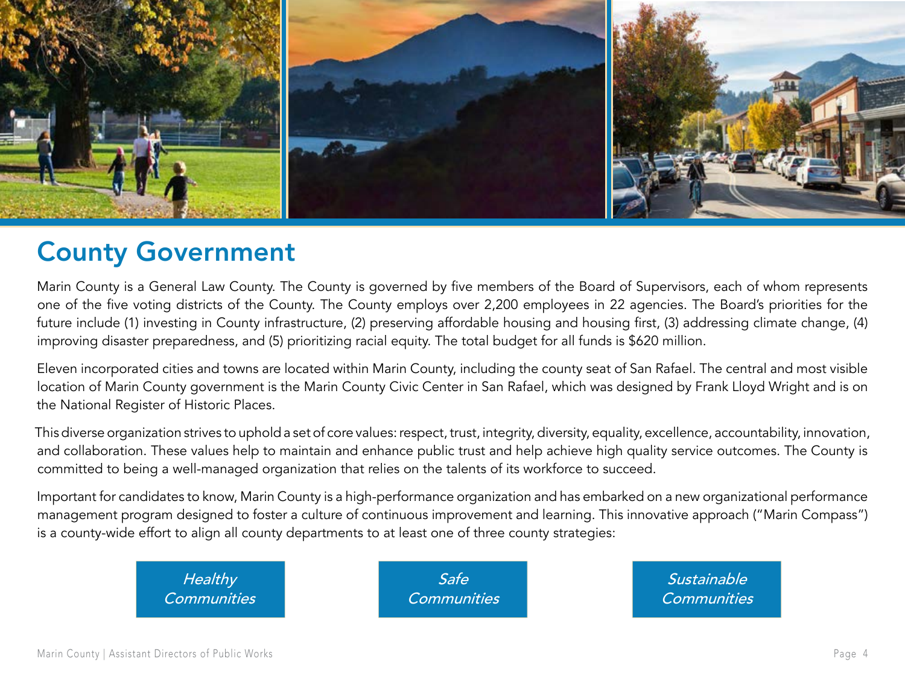# County Government

Marin County is a General Law County. The County is governed by five members of the Board of Supervisors, each of whom represents one of the five voting districts of the County. The County employs over 2,200 employees in 22 agencies. The Board's priorities for the future include (1) investing in County infrastructure, (2) preserving affordable housing and housing first, (3) addressing climate change, (4) improving disaster preparedness, and (5) prioritizing racial equity. The total budget for all funds is $620 million.

Eleven incorporated cities and towns are located within Marin County, including the county seat of San Rafael. The central and most visible location of Marin County government is the Marin County Civic Center in San Rafael, which was designed by Frank Lloyd Wright and is on the National Register of Historic Places.

This diverse organization strives to uphold a set of core values: respect, trust, integrity, diversity, equality, excellence, accountability, innovation, and collaboration. These values help to maintain and enhance public trust and help achieve high quality service outcomes. The County is committed to being a well-managed organization that relies on the talents of its workforce to succeed.

Important for candidates to know, Marin County is a high-performance organization and has embarked on a new organizational performance management program designed to foster a culture of continuous improvement and learning. This innovative approach ("Marin Compass") is a county-wide effort to align all county departments to at least one of three county strategies:

*Healthy Communities*

*Safe Communities*

*Sustainable Communities*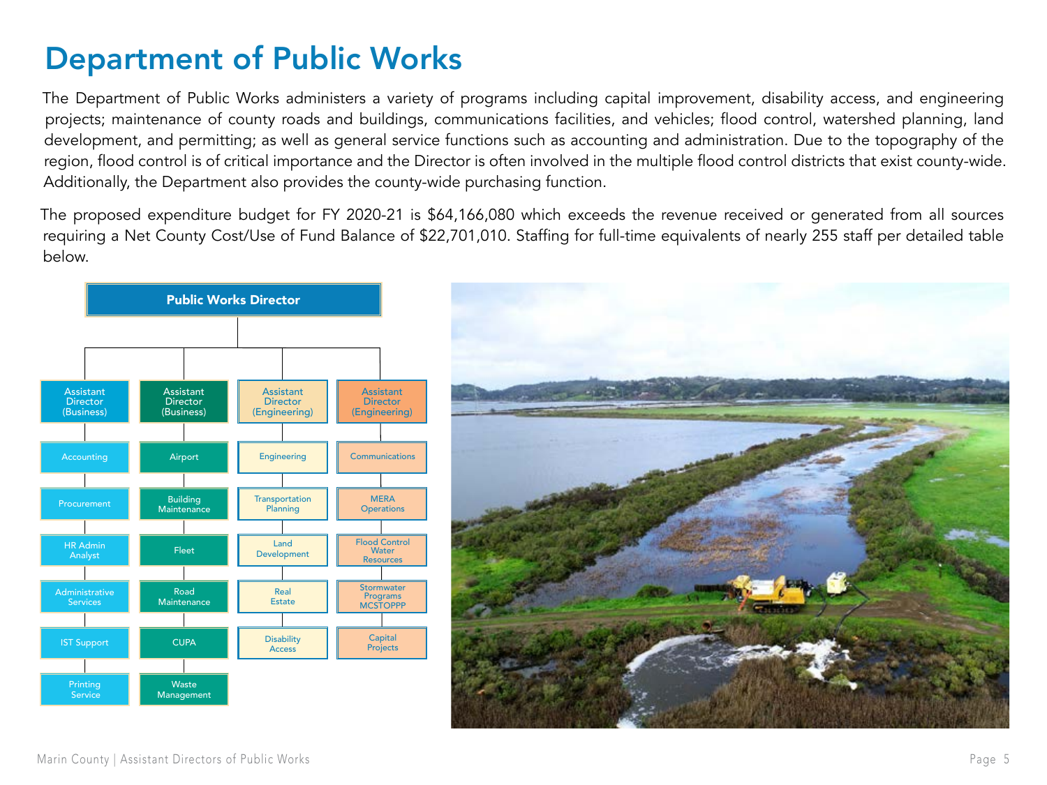# Department of Public Works

The Department of Public Works administers a variety of programs including capital improvement, disability access, and engineering projects; maintenance of county roads and buildings, communications facilities, and vehicles; flood control, watershed planning, land development, and permitting; as well as general service functions such as accounting and administration. Due to the topography of the region, flood control is of critical importance and the Director is often involved in the multiple flood control districts that exist county-wide. Additionally, the Department also provides the county-wide purchasing function.

The proposed expenditure budget for FY 2020-21 is $64,166,080 which exceeds the revenue received or generated from all sources requiring a Net County Cost/Use of Fund Balance of $22,701,010. Staffing for full-time equivalents of nearly 255 staff per detailed table below.

**Public Works Director**

| Assistant Director (Business) | Assistant Director (Business) | Assistant Director (Engineering) | Assistant Director (Engineering) |
|---|---|---|---|
| Accounting | Airport | Engineering | Communications |
| Procurement | Building Maintenance | Transportation Planning | MERA Operations |
| HR Admin Analyst | Fleet | Land Development | Flood Control Water Resources |
| Administrative Services | Road Maintenance | Real Estate | Stormwater Programs MCSTOPPP |
| IST Support | CUPA | Disability Access | Capital Projects |
| Printing Service | Waste Management | | |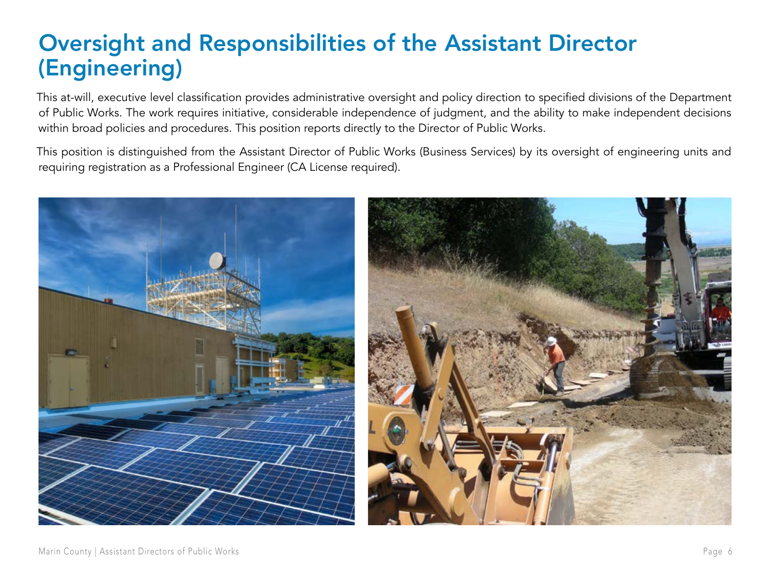# Oversight and Responsibilities of the Assistant Director (Engineering)

This at-will, executive level classification provides administrative oversight and policy direction to specified divisions of the Department of Public Works. The work requires initiative, considerable independence of judgment, and the ability to make independent decisions within broad policies and procedures. This position reports directly to the Director of Public Works.

This position is distinguished from the Assistant Director of Public Works (Business Services) by its oversight of engineering units and requiring registration as a Professional Engineer (CA License required).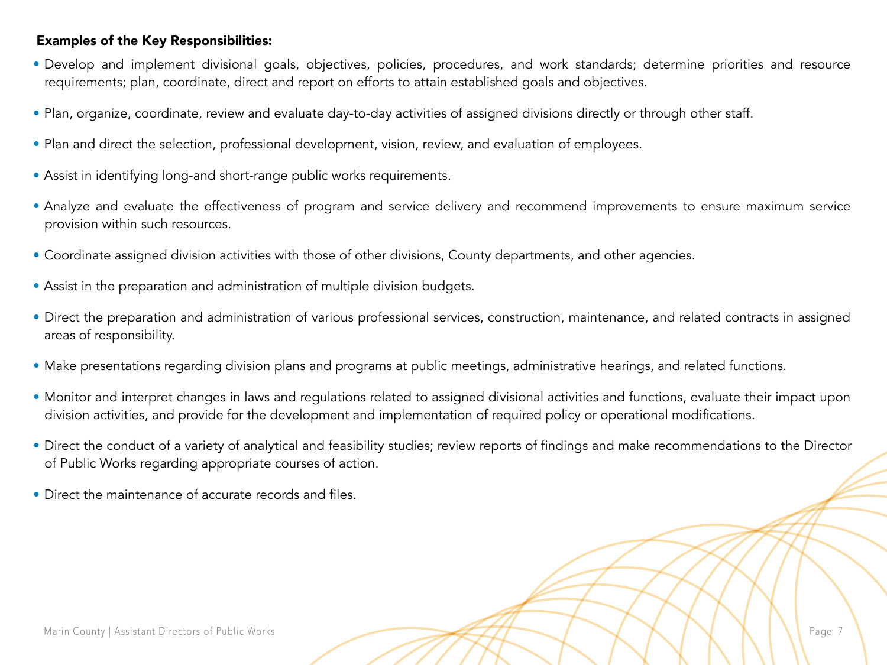**Examples of the Key Responsibilities:**

- Develop and implement divisional goals, objectives, policies, procedures, and work standards; determine priorities and resource requirements; plan, coordinate, direct and report on efforts to attain established goals and objectives.
- Plan, organize, coordinate, review and evaluate day-to-day activities of assigned divisions directly or through other staff.
- Plan and direct the selection, professional development, vision, review, and evaluation of employees.
- Assist in identifying long-and short-range public works requirements.
- Analyze and evaluate the effectiveness of program and service delivery and recommend improvements to ensure maximum service provision within such resources.
- Coordinate assigned division activities with those of other divisions, County departments, and other agencies.
- Assist in the preparation and administration of multiple division budgets.
- Direct the preparation and administration of various professional services, construction, maintenance, and related contracts in assigned areas of responsibility.
- Make presentations regarding division plans and programs at public meetings, administrative hearings, and related functions.
- Monitor and interpret changes in laws and regulations related to assigned divisional activities and functions, evaluate their impact upon division activities, and provide for the development and implementation of required policy or operational modifications.
- Direct the conduct of a variety of analytical and feasibility studies; review reports of findings and make recommendations to the Director of Public Works regarding appropriate courses of action.
- Direct the maintenance of accurate records and files.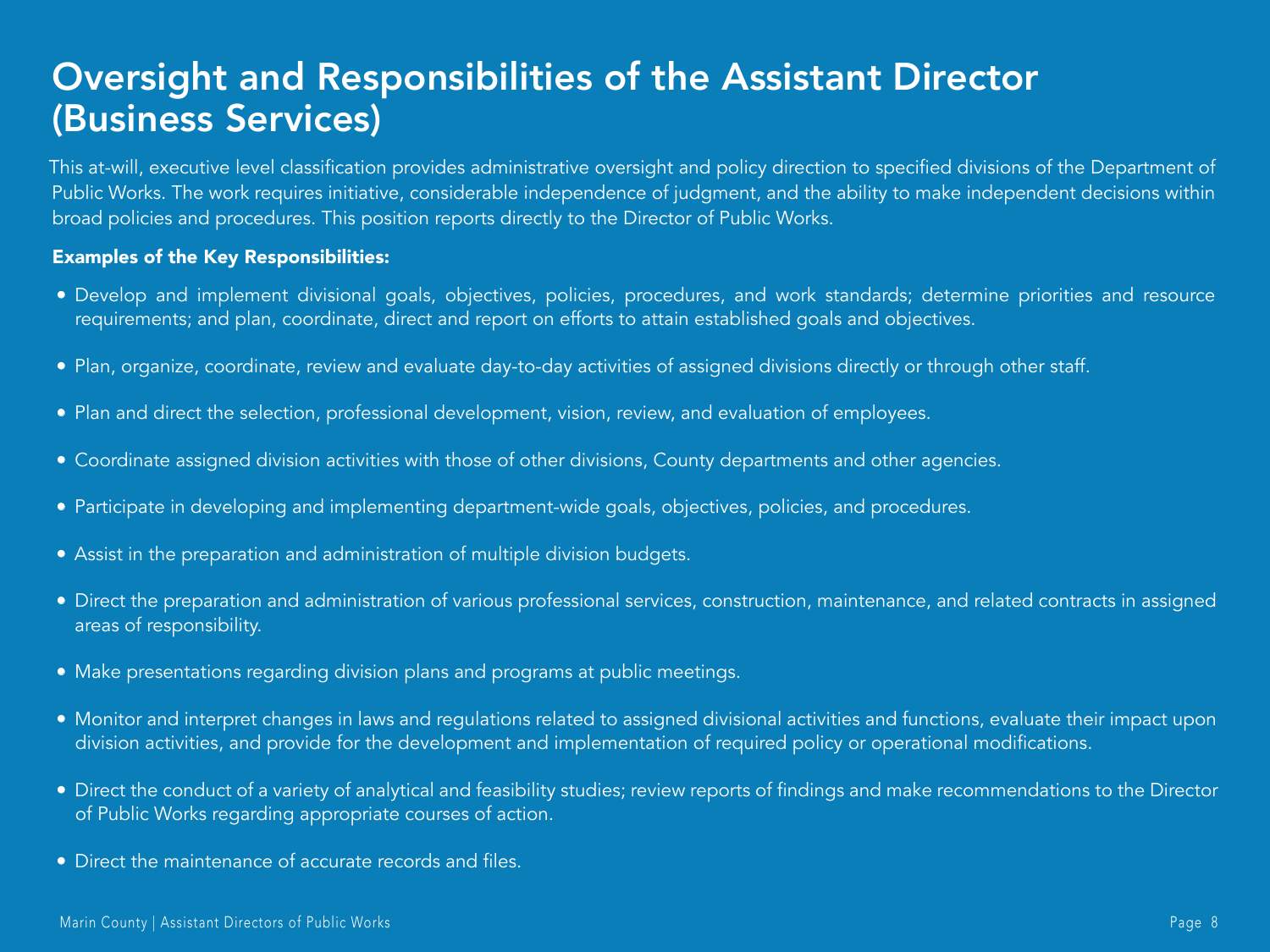# Oversight and Responsibilities of the Assistant Director (Business Services)

This at-will, executive level classification provides administrative oversight and policy direction to specified divisions of the Department of Public Works. The work requires initiative, considerable independence of judgment, and the ability to make independent decisions within broad policies and procedures. This position reports directly to the Director of Public Works.

**Examples of the Key Responsibilities:**

- Develop and implement divisional goals, objectives, policies, procedures, and work standards; determine priorities and resource requirements; and plan, coordinate, direct and report on efforts to attain established goals and objectives.
- Plan, organize, coordinate, review and evaluate day-to-day activities of assigned divisions directly or through other staff.
- Plan and direct the selection, professional development, vision, review, and evaluation of employees.
- Coordinate assigned division activities with those of other divisions, County departments and other agencies.
- Participate in developing and implementing department-wide goals, objectives, policies, and procedures.
- Assist in the preparation and administration of multiple division budgets.
- Direct the preparation and administration of various professional services, construction, maintenance, and related contracts in assigned areas of responsibility.
- Make presentations regarding division plans and programs at public meetings.
- Monitor and interpret changes in laws and regulations related to assigned divisional activities and functions, evaluate their impact upon division activities, and provide for the development and implementation of required policy or operational modifications.
- Direct the conduct of a variety of analytical and feasibility studies; review reports of findings and make recommendations to the Director of Public Works regarding appropriate courses of action.
- Direct the maintenance of accurate records and files.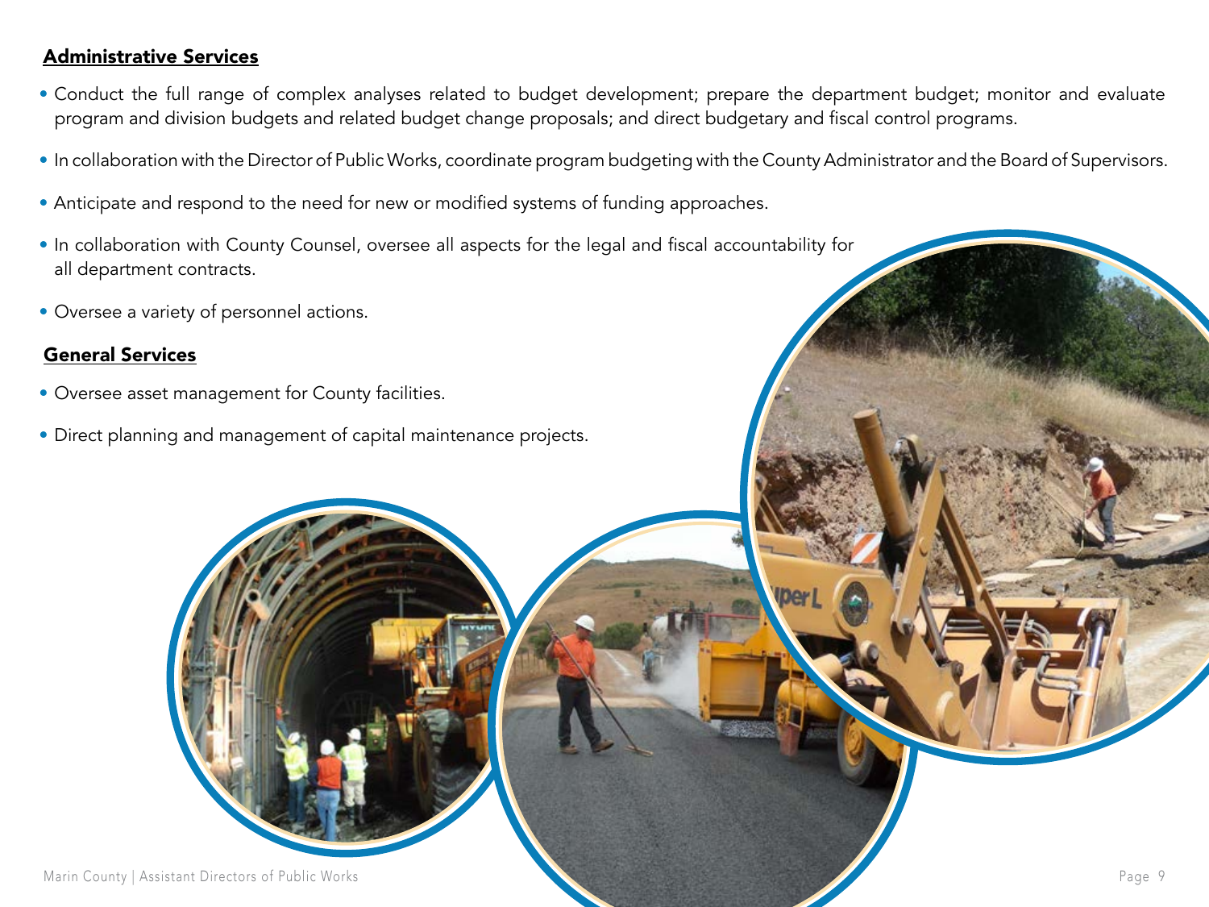## Administrative Services

- Conduct the full range of complex analyses related to budget development; prepare the department budget; monitor and evaluate program and division budgets and related budget change proposals; and direct budgetary and fiscal control programs.
- In collaboration with the Director of Public Works, coordinate program budgeting with the County Administrator and the Board of Supervisors.
- Anticipate and respond to the need for new or modified systems of funding approaches.
- In collaboration with County Counsel, oversee all aspects for the legal and fiscal accountability for all department contracts.
- Oversee a variety of personnel actions.

## General Services

- Oversee asset management for County facilities.
- Direct planning and management of capital maintenance projects.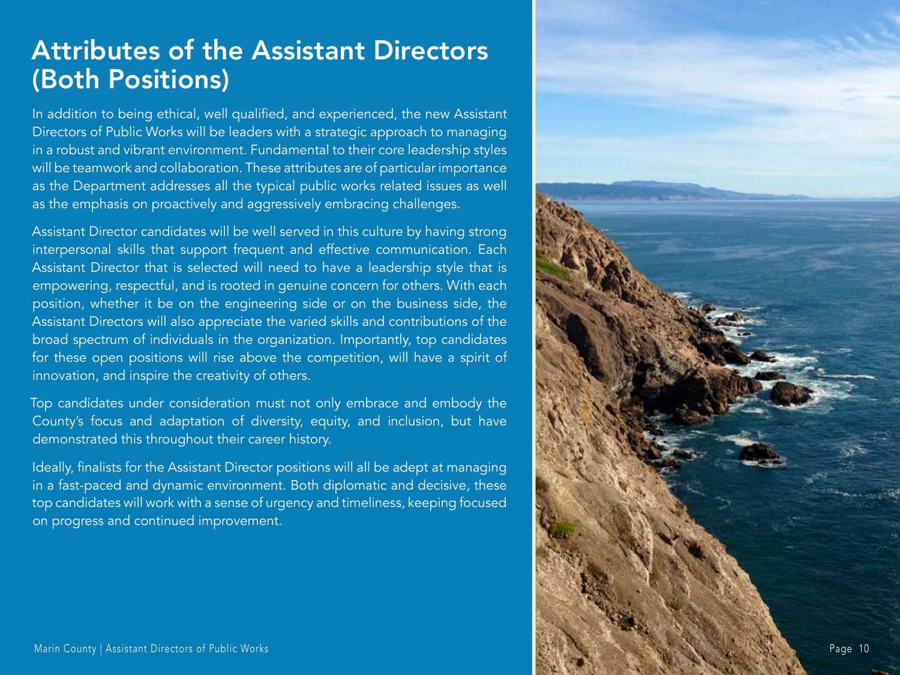# Attributes of the Assistant Directors (Both Positions)

In addition to being ethical, well qualified, and experienced, the new Assistant Directors of Public Works will be leaders with a strategic approach to managing in a robust and vibrant environment. Fundamental to their core leadership styles will be teamwork and collaboration. These attributes are of particular importance as the Department addresses all the typical public works related issues as well as the emphasis on proactively and aggressively embracing challenges.

Assistant Director candidates will be well served in this culture by having strong interpersonal skills that support frequent and effective communication. Each Assistant Director that is selected will need to have a leadership style that is empowering, respectful, and is rooted in genuine concern for others. With each position, whether it be on the engineering side or on the business side, the Assistant Directors will also appreciate the varied skills and contributions of the broad spectrum of individuals in the organization. Importantly, top candidates for these open positions will rise above the competition, will have a spirit of innovation, and inspire the creativity of others.

Top candidates under consideration must not only embrace and embody the County's focus and adaptation of diversity, equity, and inclusion, but have demonstrated this throughout their career history.

Ideally, finalists for the Assistant Director positions will all be adept at managing in a fast-paced and dynamic environment. Both diplomatic and decisive, these top candidates will work with a sense of urgency and timeliness, keeping focused on progress and continued improvement.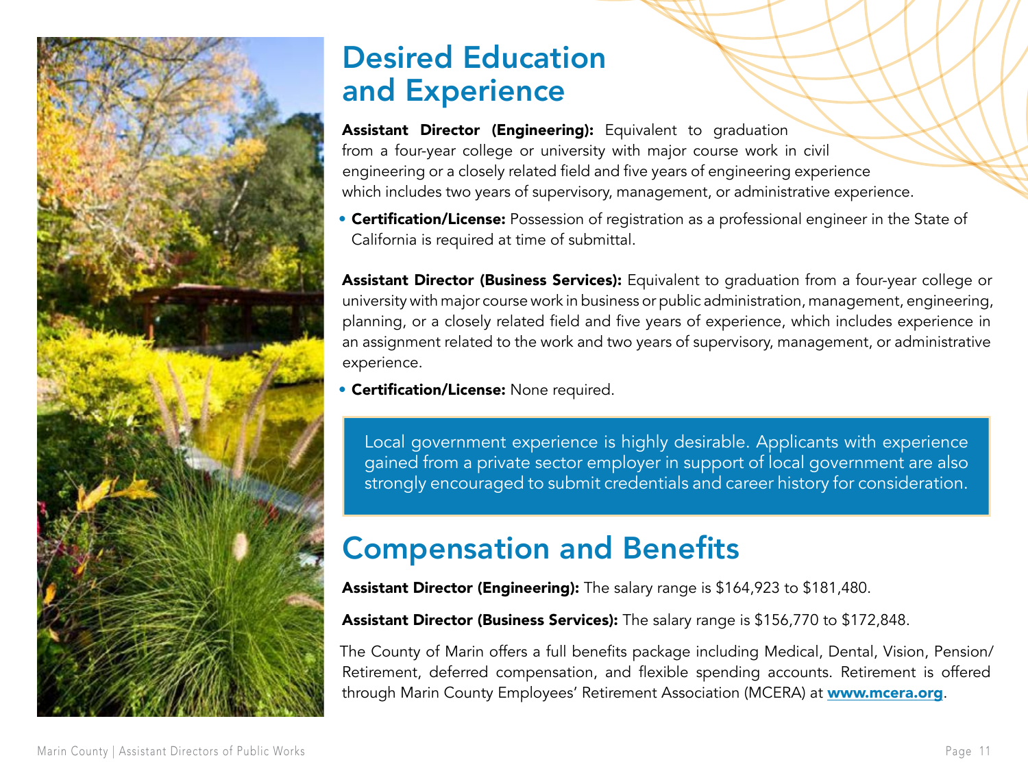## Desired Education and Experience

**Assistant Director (Engineering):** Equivalent to graduation from a four-year college or university with major course work in civil engineering or a closely related field and five years of engineering experience which includes two years of supervisory, management, or administrative experience.

- **Certification/License:** Possession of registration as a professional engineer in the State of California is required at time of submittal.

**Assistant Director (Business Services):** Equivalent to graduation from a four-year college or university with major course work in business or public administration, management, engineering, planning, or a closely related field and five years of experience, which includes experience in an assignment related to the work and two years of supervisory, management, or administrative experience.

- **Certification/License:** None required.

Local government experience is highly desirable. Applicants with experience gained from a private sector employer in support of local government are also strongly encouraged to submit credentials and career history for consideration.

## Compensation and Benefits

**Assistant Director (Engineering):** The salary range is $164,923 to $181,480.

**Assistant Director (Business Services):** The salary range is $156,770 to $172,848.

The County of Marin offers a full benefits package including Medical, Dental, Vision, Pension/Retirement, deferred compensation, and flexible spending accounts. Retirement is offered through Marin County Employees' Retirement Association (MCERA) at **www.mcera.org**.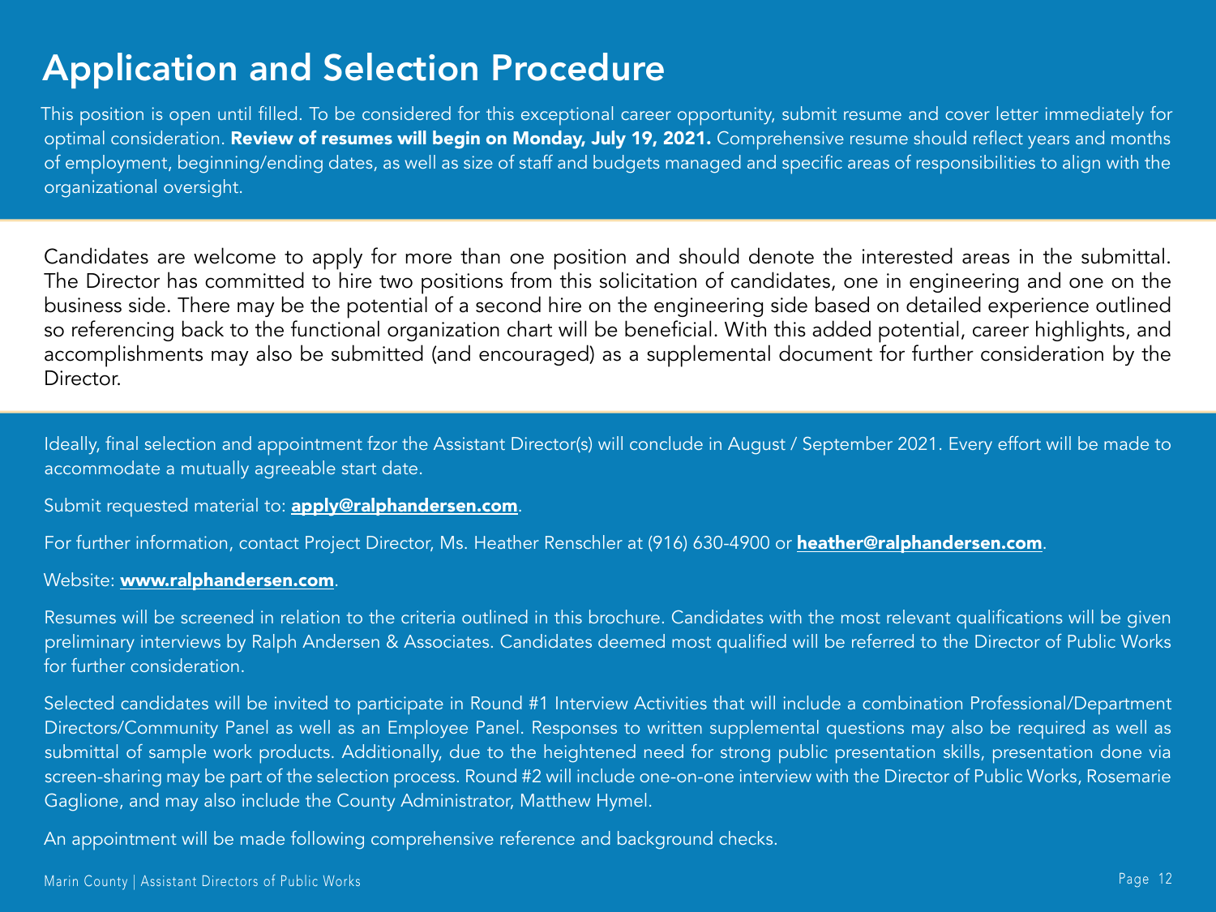# Application and Selection Procedure

This position is open until filled. To be considered for this exceptional career opportunity, submit resume and cover letter immediately for optimal consideration. **Review of resumes will begin on Monday, July 19, 2021.** Comprehensive resume should reflect years and months of employment, beginning/ending dates, as well as size of staff and budgets managed and specific areas of responsibilities to align with the organizational oversight.

Candidates are welcome to apply for more than one position and should denote the interested areas in the submittal. The Director has committed to hire two positions from this solicitation of candidates, one in engineering and one on the business side. There may be the potential of a second hire on the engineering side based on detailed experience outlined so referencing back to the functional organization chart will be beneficial. With this added potential, career highlights, and accomplishments may also be submitted (and encouraged) as a supplemental document for further consideration by the Director.

Ideally, final selection and appointment fzor the Assistant Director(s) will conclude in August / September 2021. Every effort will be made to accommodate a mutually agreeable start date.

Submit requested material to: **apply@ralphandersen.com**.

For further information, contact Project Director, Ms. Heather Renschler at (916) 630-4900 or **heather@ralphandersen.com**.

Website: **www.ralphandersen.com**.

Resumes will be screened in relation to the criteria outlined in this brochure. Candidates with the most relevant qualifications will be given preliminary interviews by Ralph Andersen & Associates. Candidates deemed most qualified will be referred to the Director of Public Works for further consideration.

Selected candidates will be invited to participate in Round #1 Interview Activities that will include a combination Professional/Department Directors/Community Panel as well as an Employee Panel. Responses to written supplemental questions may also be required as well as submittal of sample work products. Additionally, due to the heightened need for strong public presentation skills, presentation done via screen-sharing may be part of the selection process. Round #2 will include one-on-one interview with the Director of Public Works, Rosemarie Gaglione, and may also include the County Administrator, Matthew Hymel.

An appointment will be made following comprehensive reference and background checks.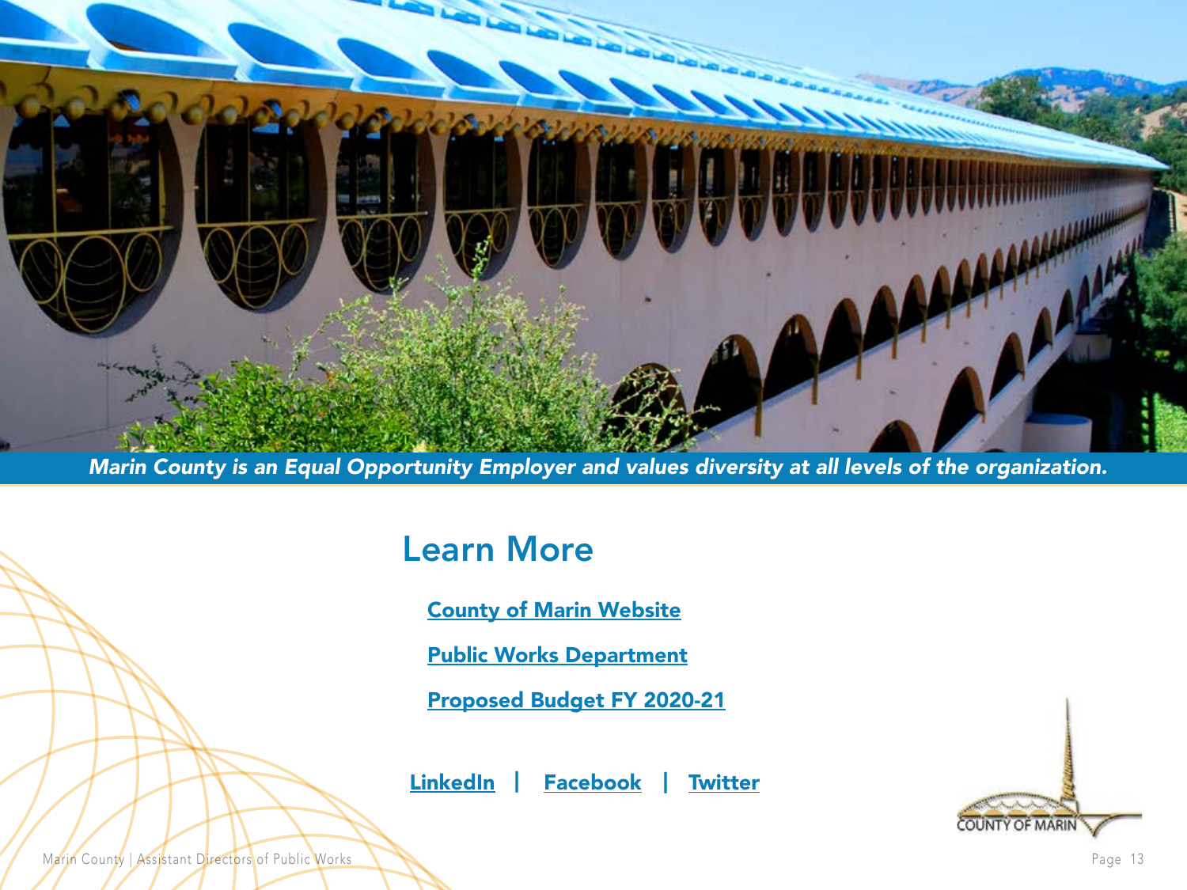*Marin County is an Equal Opportunity Employer and values diversity at all levels of the organization.*

## Learn More

**County of Marin Website**

**Public Works Department**

**Proposed Budget FY 2020-21**

**LinkedIn** | **Facebook** | **Twitter**